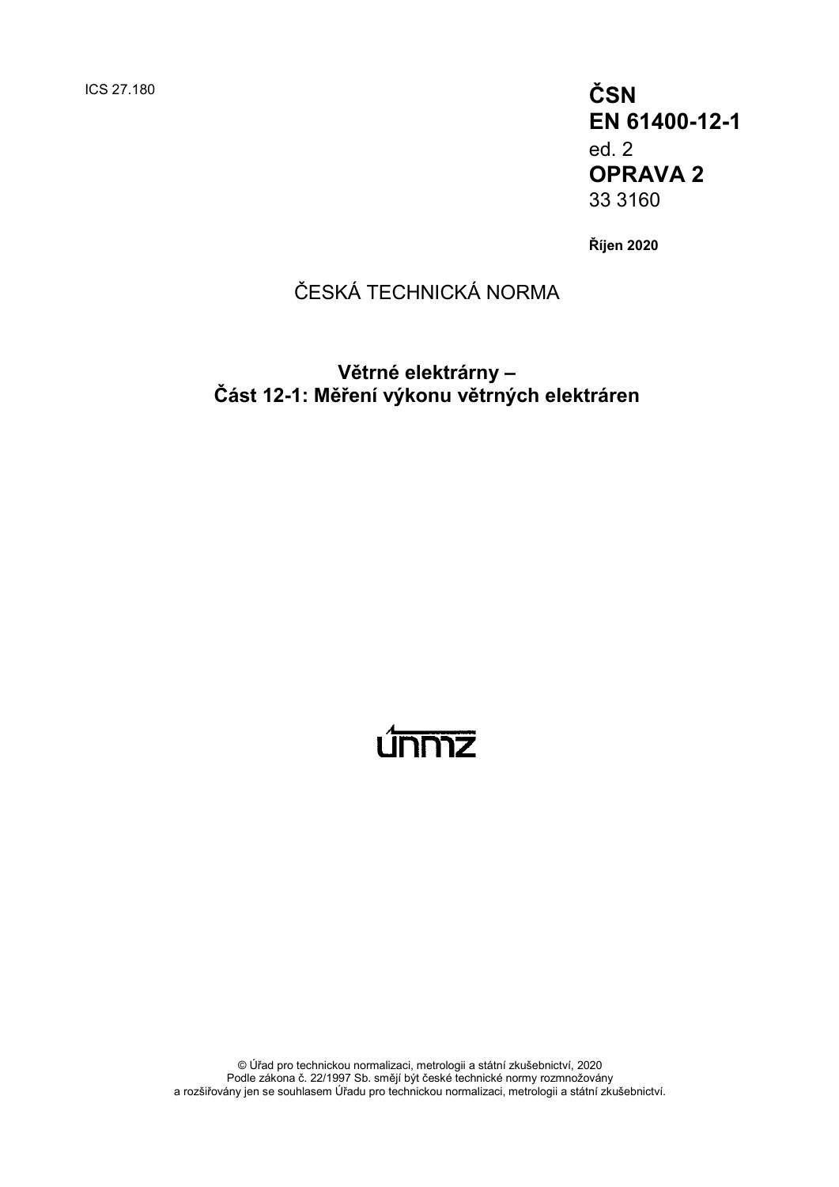ICS 27.180

**ČSN**
**EN 61400-12-1**
ed. 2
**OPRAVA 2**
33 3160

**Říjen 2020**

ČESKÁ TECHNICKÁ NORMA

**Větrné elektrárny –**
**Část 12-1: Měření výkonu větrných elektráren**

© Úřad pro technickou normalizaci, metrologii a státní zkušebnictví, 2020
Podle zákona č. 22/1997 Sb. smějí být české technické normy rozmnožovány
a rozšiřovány jen se souhlasem Úřadu pro technickou normalizaci, metrologii a státní zkušebnictví.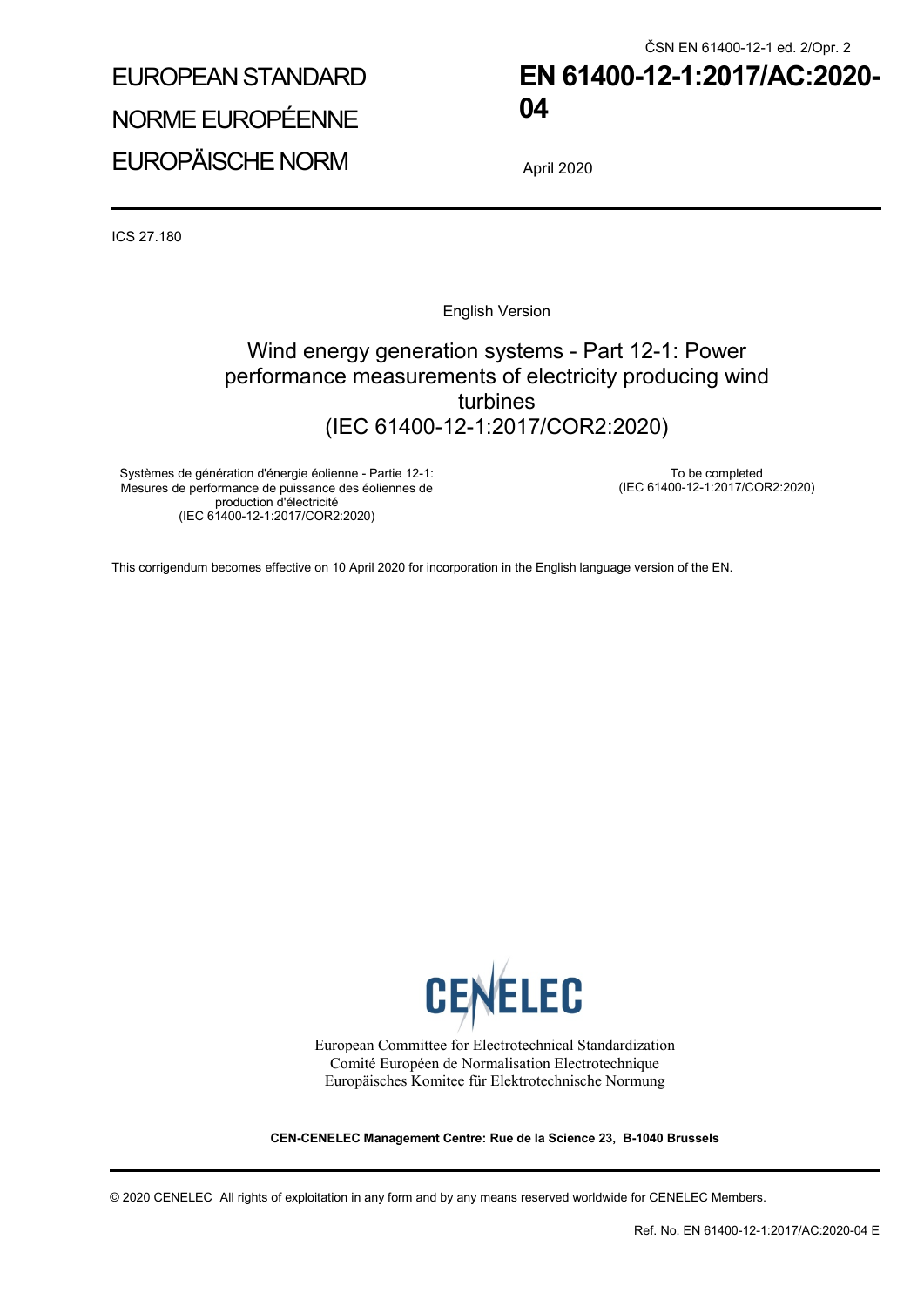ČSN EN 61400-12-1 ed. 2/Opr. 2

EUROPEAN STANDARD

NORME EUROPÉENNE

EUROPÄISCHE NORM

# EN 61400-12-1:2017/AC:2020-04

April 2020

ICS 27.180

English Version

## Wind energy generation systems - Part 12-1: Power performance measurements of electricity producing wind turbines (IEC 61400-12-1:2017/COR2:2020)

Systèmes de génération d'énergie éolienne - Partie 12-1: Mesures de performance de puissance des éoliennes de production d'électricité (IEC 61400-12-1:2017/COR2:2020)

To be completed (IEC 61400-12-1:2017/COR2:2020)

This corrigendum becomes effective on 10 April 2020 for incorporation in the English language version of the EN.

CENELEC

European Committee for Electrotechnical Standardization
Comité Européen de Normalisation Electrotechnique
Europäisches Komitee für Elektrotechnische Normung

**CEN-CENELEC Management Centre: Rue de la Science 23, B-1040 Brussels**

© 2020 CENELEC All rights of exploitation in any form and by any means reserved worldwide for CENELEC Members.

Ref. No. EN 61400-12-1:2017/AC:2020-04 E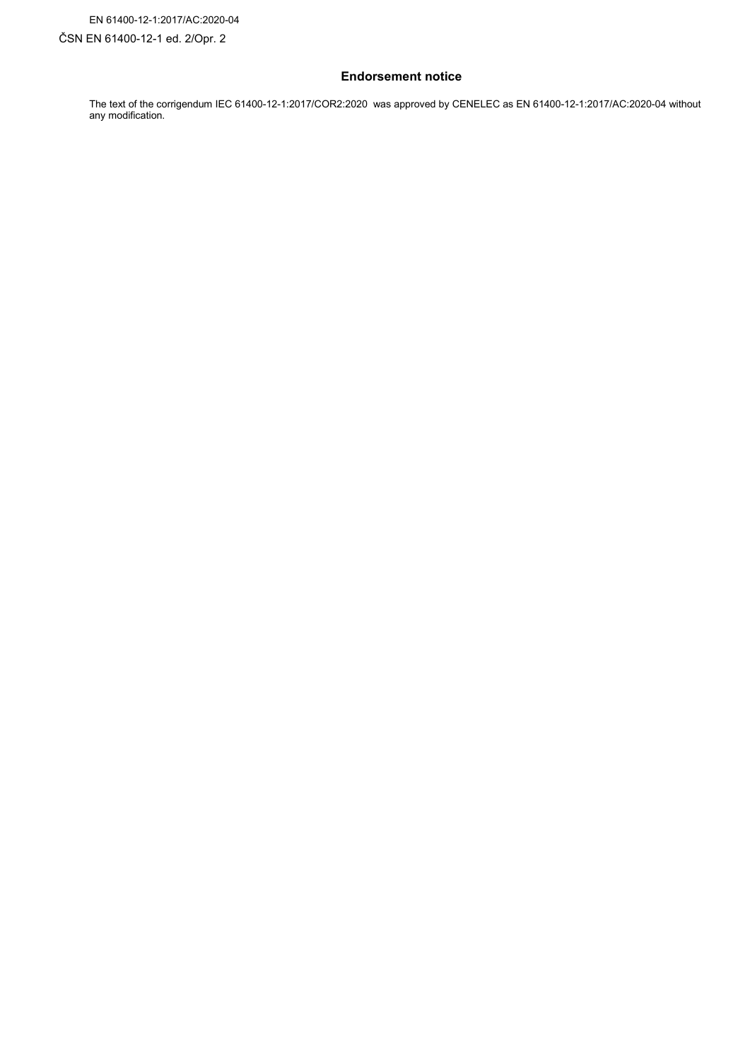EN 61400-12-1:2017/AC:2020-04

ČSN EN 61400-12-1 ed. 2/Opr. 2

## Endorsement notice

The text of the corrigendum IEC 61400-12-1:2017/COR2:2020 was approved by CENELEC as EN 61400-12-1:2017/AC:2020-04 without any modification.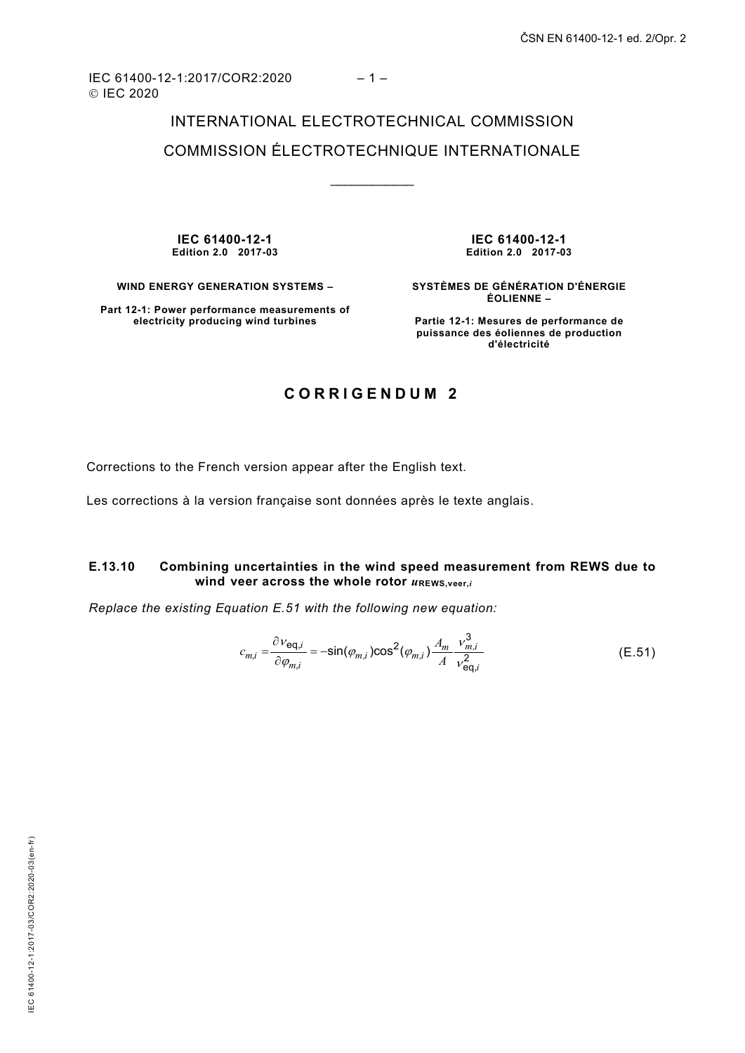INTERNATIONAL ELECTROTECHNICAL COMMISSION

COMMISSION ÉLECTROTECHNIQUE INTERNATIONALE

\_\_\_\_\_\_\_\_\_\_\_\_

| **IEC 61400-12-1**<br>**Edition 2.0 2017-03** | **IEC 61400-12-1**<br>**Edition 2.0 2017-03** |
|---|---|
| **WIND ENERGY GENERATION SYSTEMS –** | **SYSTÈMES DE GÉNÉRATION D'ÉNERGIE ÉOLIENNE –** |
| **Part 12-1: Power performance measurements of electricity producing wind turbines** | **Partie 12-1: Mesures de performance de puissance des éoliennes de production d'électricité** |

## CORRIGENDUM 2

Corrections to the French version appear after the English text.

Les corrections à la version française sont données après le texte anglais.

### E.13.10 Combining uncertainties in the wind speed measurement from REWS due to wind veer across the whole rotor $u_{\mathrm{REWS,veer},i}$

*Replace the existing Equation E.51 with the following new equation:*

$$c_{m,i} = \frac{\partial v_{\mathrm{eq},i}}{\partial \varphi_{m,i}} = -\sin(\varphi_{m,i})\cos^2(\varphi_{m,i})\frac{A_m}{A}\frac{v_{m,i}^3}{v_{\mathrm{eq},i}^2} \tag{E.51}$$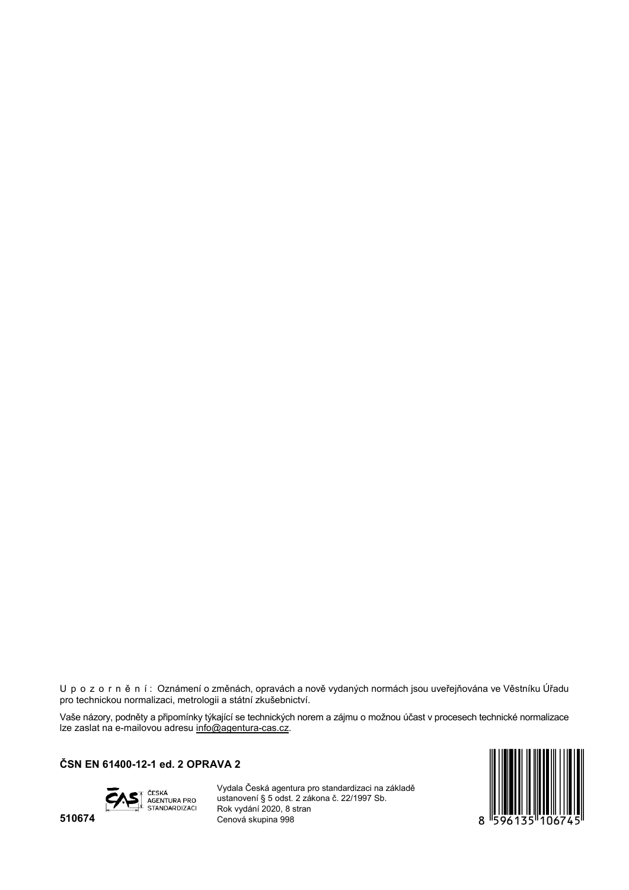U p o z o r n ě n í : Oznámení o změnách, opravách a nově vydaných normách jsou uveřejňována ve Věstníku Úřadu pro technickou normalizaci, metrologii a státní zkušebnictví.

Vaše názory, podněty a připomínky týkající se technických norem a zájmu o možnou účast v procesech technické normalizace lze zaslat na e-mailovou adresu info@agentura-cas.cz.

**ČSN EN 61400-12-1 ed. 2 OPRAVA 2**

ČESKÁ AGENTURA PRO STANDARDIZACI

Vydala Česká agentura pro standardizaci na základě ustanovení § 5 odst. 2 zákona č. 22/1997 Sb.
Rok vydání 2020, 8 stran
Cenová skupina 998

**510674**

8 596135 106745